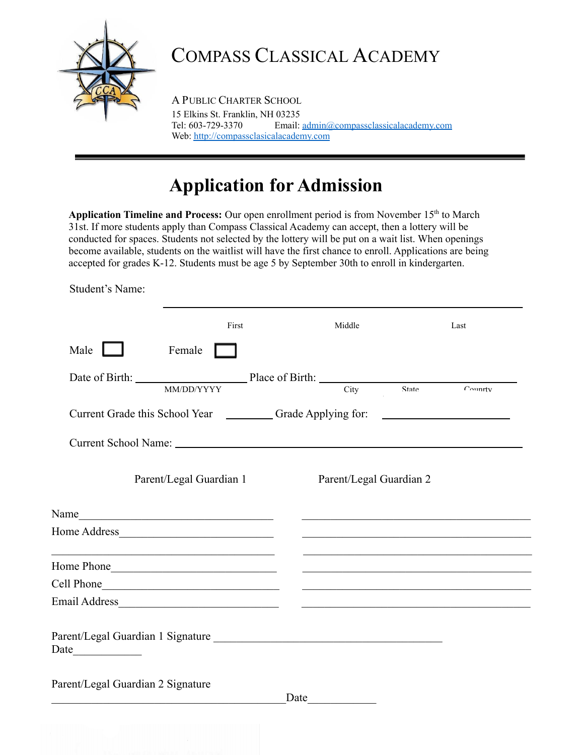# COMPASS CLASSICAL ACADEMY

A PUBLIC CHARTER SCHOOL
15 Elkins St. Franklin, NH 03235
Tel: 603-729-3370 Email: admin@compassclassicalacademy.com
Web: http://compassclasicalacademy.com

---

## Application for Admission

**Application Timeline and Process:** Our open enrollment period is from November 15th to March 31st. If more students apply than Compass Classical Academy can accept, then a lottery will be conducted for spaces. Students not selected by the lottery will be put on a wait list. When openings become available, students on the waitlist will have the first chance to enroll. Applications are being accepted for grades K-12. Students must be age 5 by September 30th to enroll in kindergarten.

Student's Name: ______________________________________________

First Middle Last

Male ☐ Female ☐

Date of Birth: ____________________ Place of Birth: ______________________________

MM/DD/YYYY City State Country

Current Grade this School Year ________ Grade Applying for: ______________________

Current School Name: ______________________________________________

| | Parent/Legal Guardian 1 | Parent/Legal Guardian 2 |
|---|---|---|
| Name | ________________________ | ________________________ |
| Home Address | ________________________ | ________________________ |
| | ________________________ | ________________________ |
| Home Phone | ________________________ | ________________________ |
| Cell Phone | ________________________ | ________________________ |
| Email Address | ________________________ | ________________________ |

Parent/Legal Guardian 1 Signature ________________________________________
Date____________

Parent/Legal Guardian 2 Signature
__________________________________________Date___________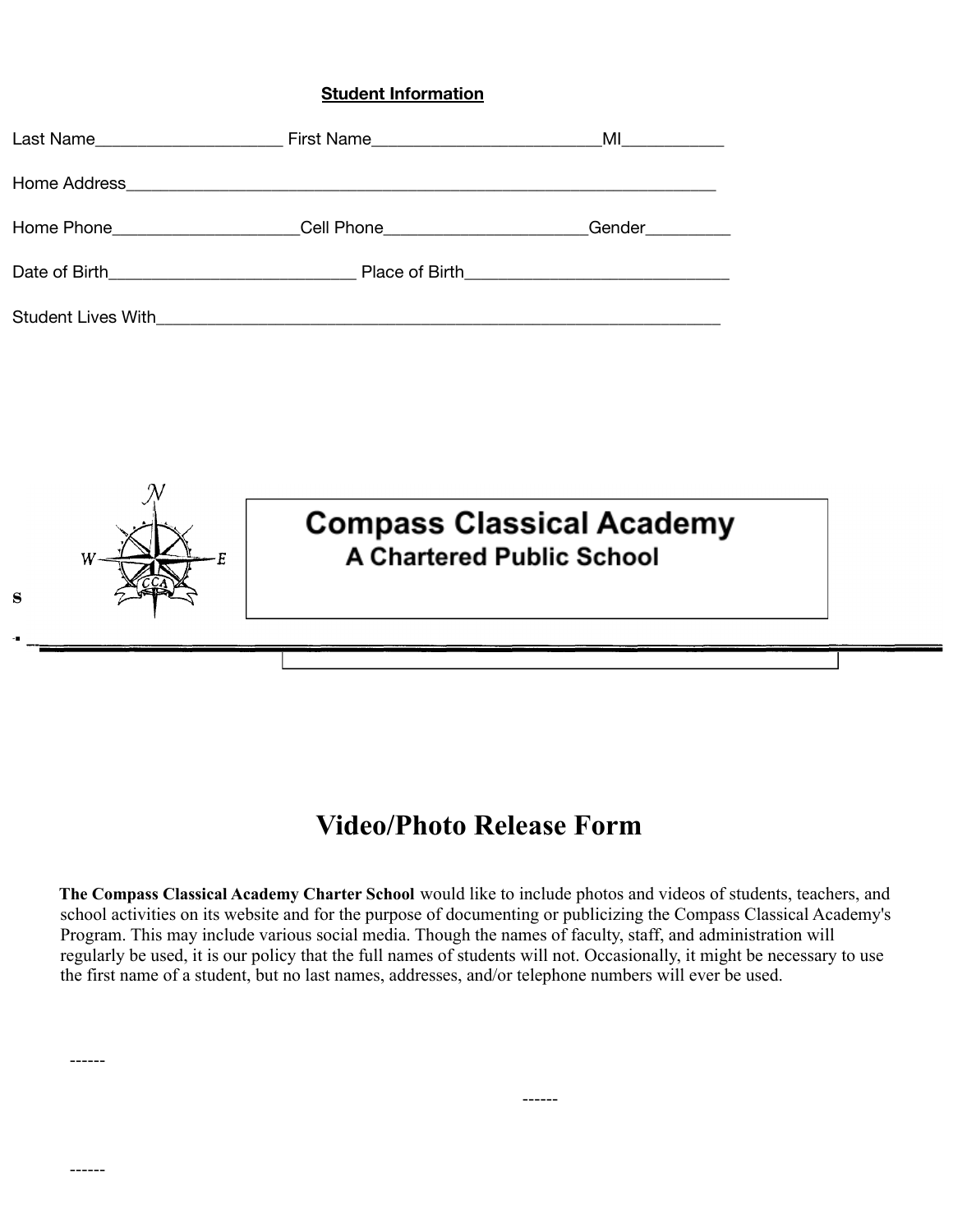**Student Information**

Last Name_____________________ First Name_________________________MI___________

Home Address_________________________________________________________________

Home Phone____________________Cell Phone______________________Gender_________

Date of Birth___________________________ Place of Birth_____________________________

Student Lives With______________________________________________________________

S

**Compass Classical Academy**
**A Chartered Public School**

# Video/Photo Release Form

**The Compass Classical Academy Charter School** would like to include photos and videos of students, teachers, and school activities on its website and for the purpose of documenting or publicizing the Compass Classical Academy's Program. This may include various social media. Though the names of faculty, staff, and administration will regularly be used, it is our policy that the full names of students will not. Occasionally, it might be necessary to use the first name of a student, but no last names, addresses, and/or telephone numbers will ever be used.

------

------

------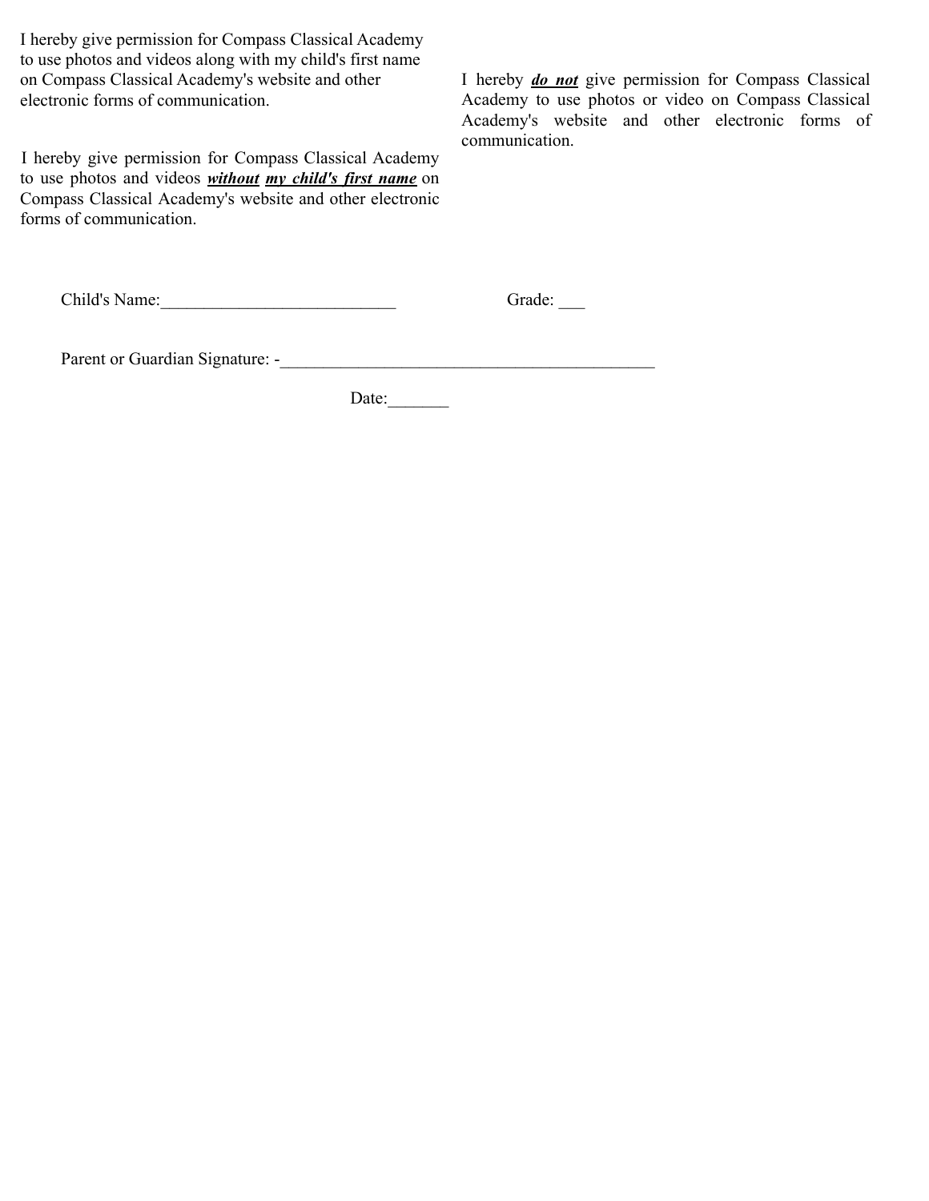I hereby give permission for Compass Classical Academy to use photos and videos along with my child's first name on Compass Classical Academy's website and other electronic forms of communication.

I hereby give permission for Compass Classical Academy to use photos and videos ***without*** ***my child's first name*** on Compass Classical Academy's website and other electronic forms of communication.

I hereby ***do not*** give permission for Compass Classical Academy to use photos or video on Compass Classical Academy's website and other electronic forms of communication.

Child's Name:___________________________ Grade: ___

Parent or Guardian Signature: -____________________________________________

Date:_______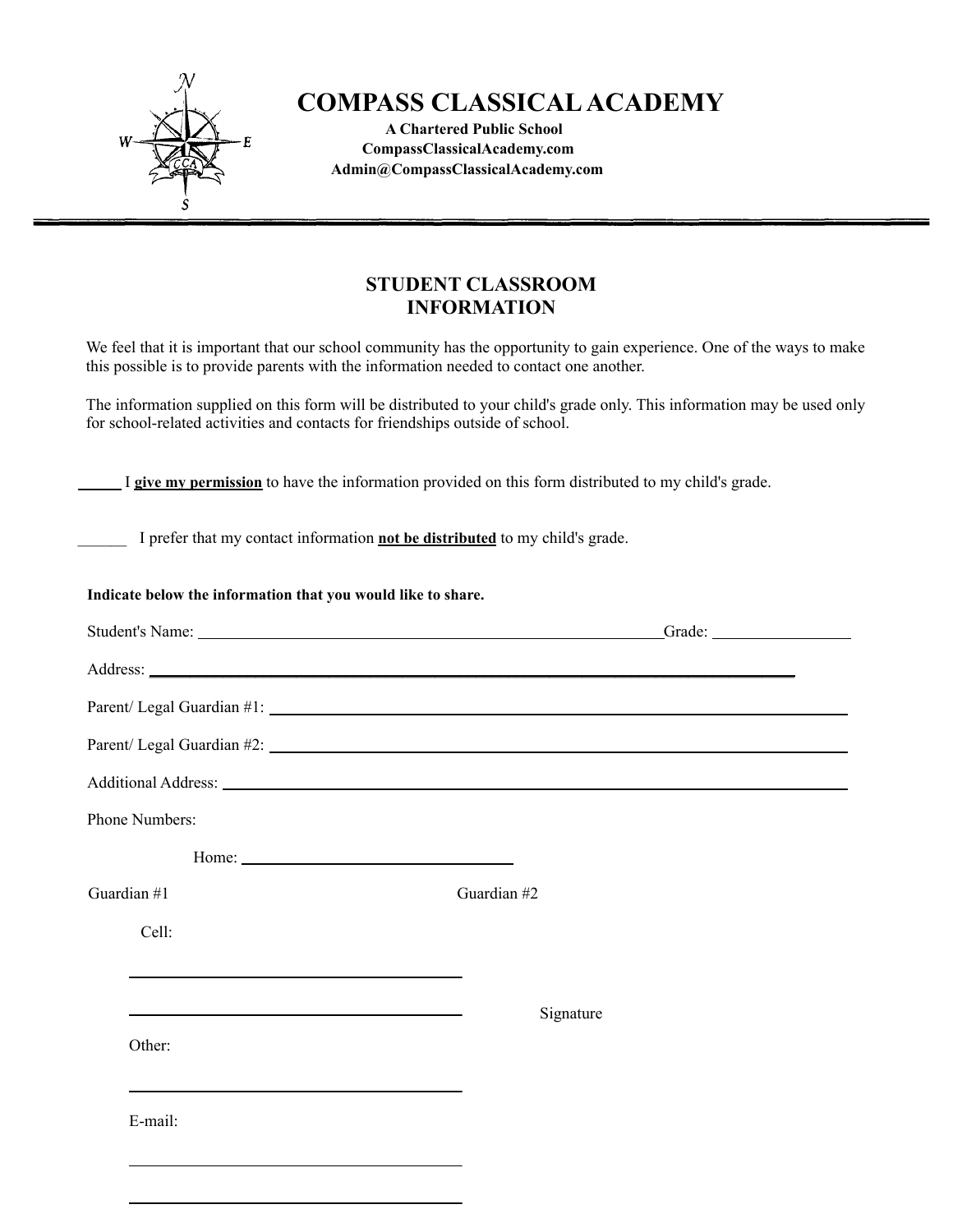# COMPASS CLASSICAL ACADEMY

**A Chartered Public School**
**CompassClassicalAcademy.com**
**Admin@CompassClassicalAcademy.com**

## STUDENT CLASSROOM INFORMATION

We feel that it is important that our school community has the opportunity to gain experience. One of the ways to make this possible is to provide parents with the information needed to contact one another.

The information supplied on this form will be distributed to your child's grade only. This information may be used only for school-related activities and contacts for friendships outside of school.

_____ I **give my permission** to have the information provided on this form distributed to my child's grade.

______ I prefer that my contact information **not be distributed** to my child's grade.

**Indicate below the information that you would like to share.**

Student's Name: ____________________________________________ Grade: ______________

Address: ____________________________________________________________________

Parent/ Legal Guardian #1: ____________________________________________________

Parent/ Legal Guardian #2: ____________________________________________________

Additional Address: _________________________________________________________

Phone Numbers:

Home: ____________________________

Guardian #1

Guardian #2

Cell:

____________________________________

____________________________________

Signature

Other:

____________________________________

E-mail:

____________________________________

____________________________________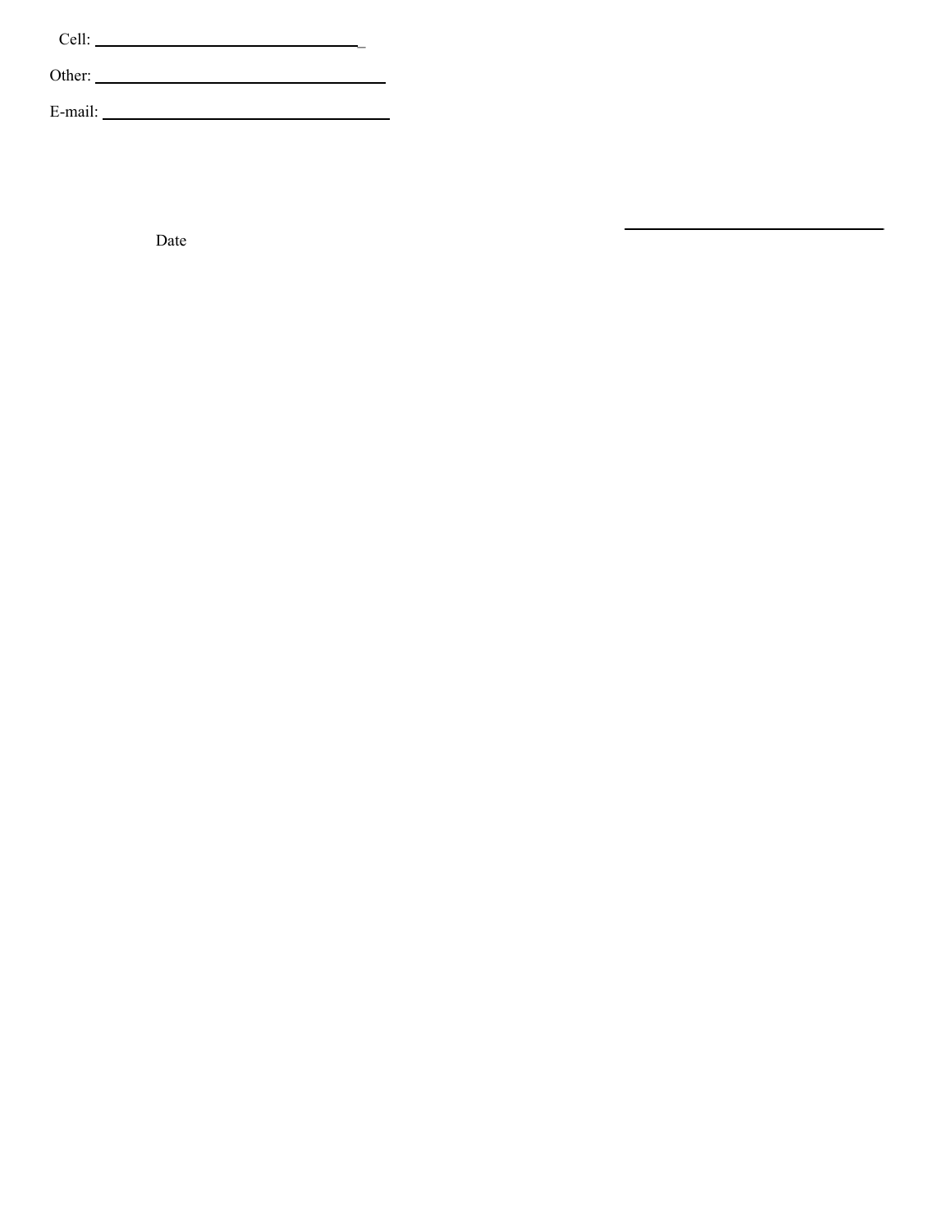Cell: ______________________________

Other: ______________________________

E-mail: ______________________________

Date ______________________________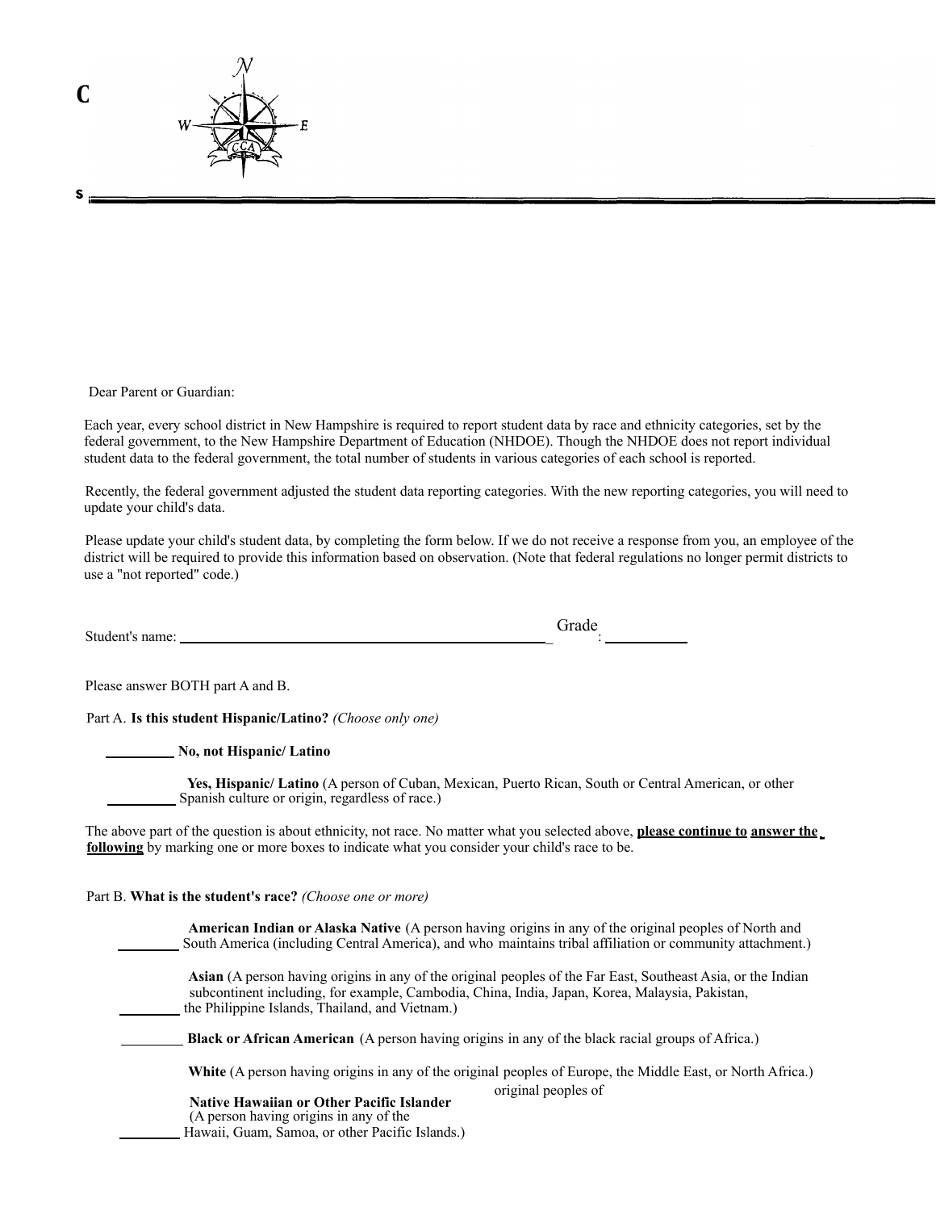Dear Parent or Guardian:

Each year, every school district in New Hampshire is required to report student data by race and ethnicity categories, set by the federal government, to the New Hampshire Department of Education (NHDOE). Though the NHDOE does not report individual student data to the federal government, the total number of students in various categories of each school is reported.

Recently, the federal government adjusted the student data reporting categories. With the new reporting categories, you will need to update your child's data.

Please update your child's student data, by completing the form below. If we do not receive a response from you, an employee of the district will be required to provide this information based on observation. (Note that federal regulations no longer permit districts to use a "not reported" code.)

Student's name: ______________________________ Grade: __________

Please answer BOTH part A and B.

Part A. **Is this student Hispanic/Latino?** *(Choose only one)*

_________ **No, not Hispanic/ Latino**

_________ **Yes, Hispanic/ Latino** (A person of Cuban, Mexican, Puerto Rican, South or Central American, or other Spanish culture or origin, regardless of race.)

The above part of the question is about ethnicity, not race. No matter what you selected above, **please continue to answer the following** by marking one or more boxes to indicate what you consider your child's race to be.

Part B. **What is the student's race?** *(Choose one or more)*

_________ **American Indian or Alaska Native** (A person having origins in any of the original peoples of North and South America (including Central America), and who maintains tribal affiliation or community attachment.)

_________ **Asian** (A person having origins in any of the original peoples of the Far East, Southeast Asia, or the Indian subcontinent including, for example, Cambodia, China, India, Japan, Korea, Malaysia, Pakistan, the Philippine Islands, Thailand, and Vietnam.)

_________ **Black or African American** (A person having origins in any of the black racial groups of Africa.)

**White** (A person having origins in any of the original peoples of Europe, the Middle East, or North Africa.)

_________ **Native Hawaiian or Other Pacific Islander** (A person having origins in any of the original peoples of Hawaii, Guam, Samoa, or other Pacific Islands.)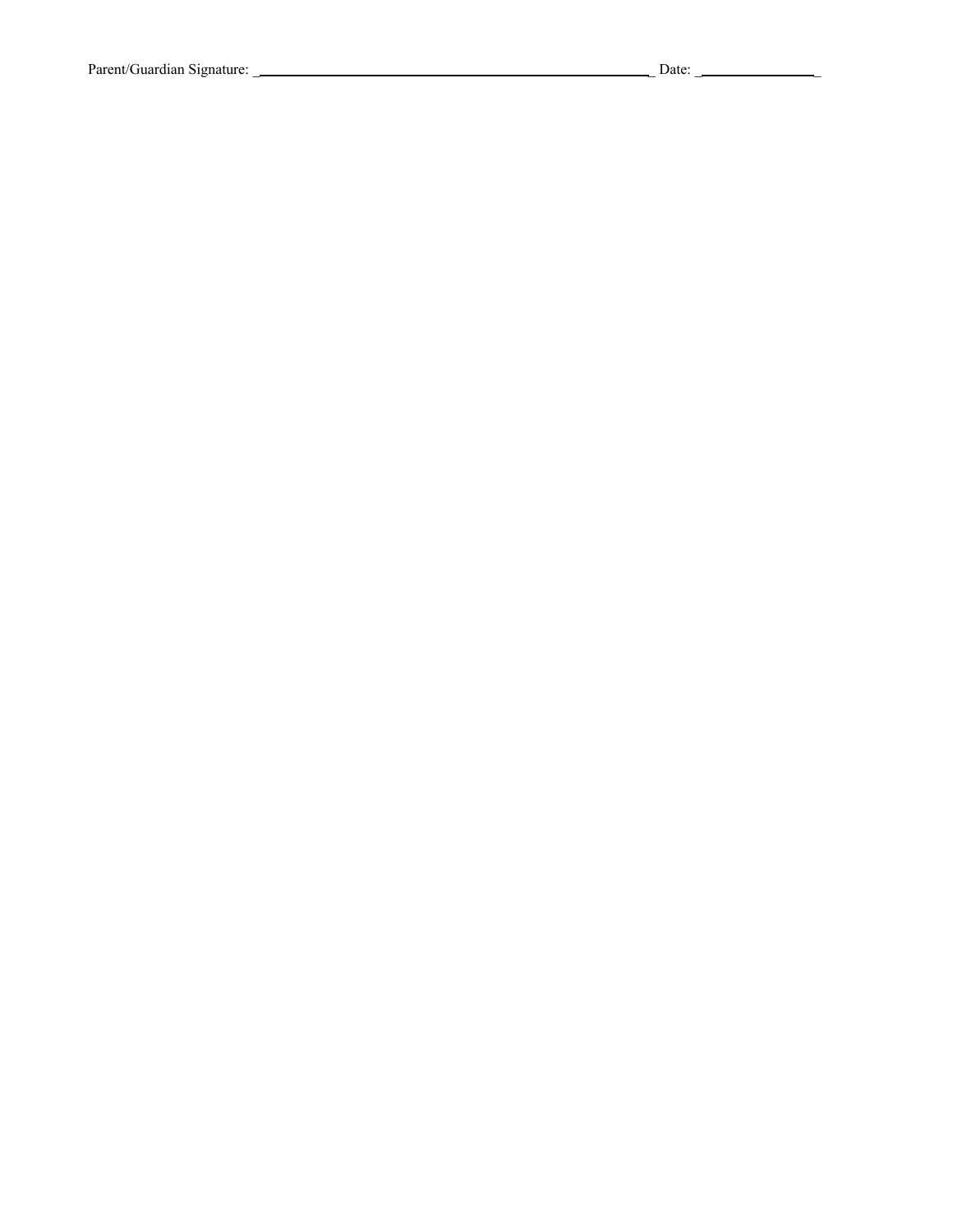Parent/Guardian Signature: ______________________________________________ Date: _______________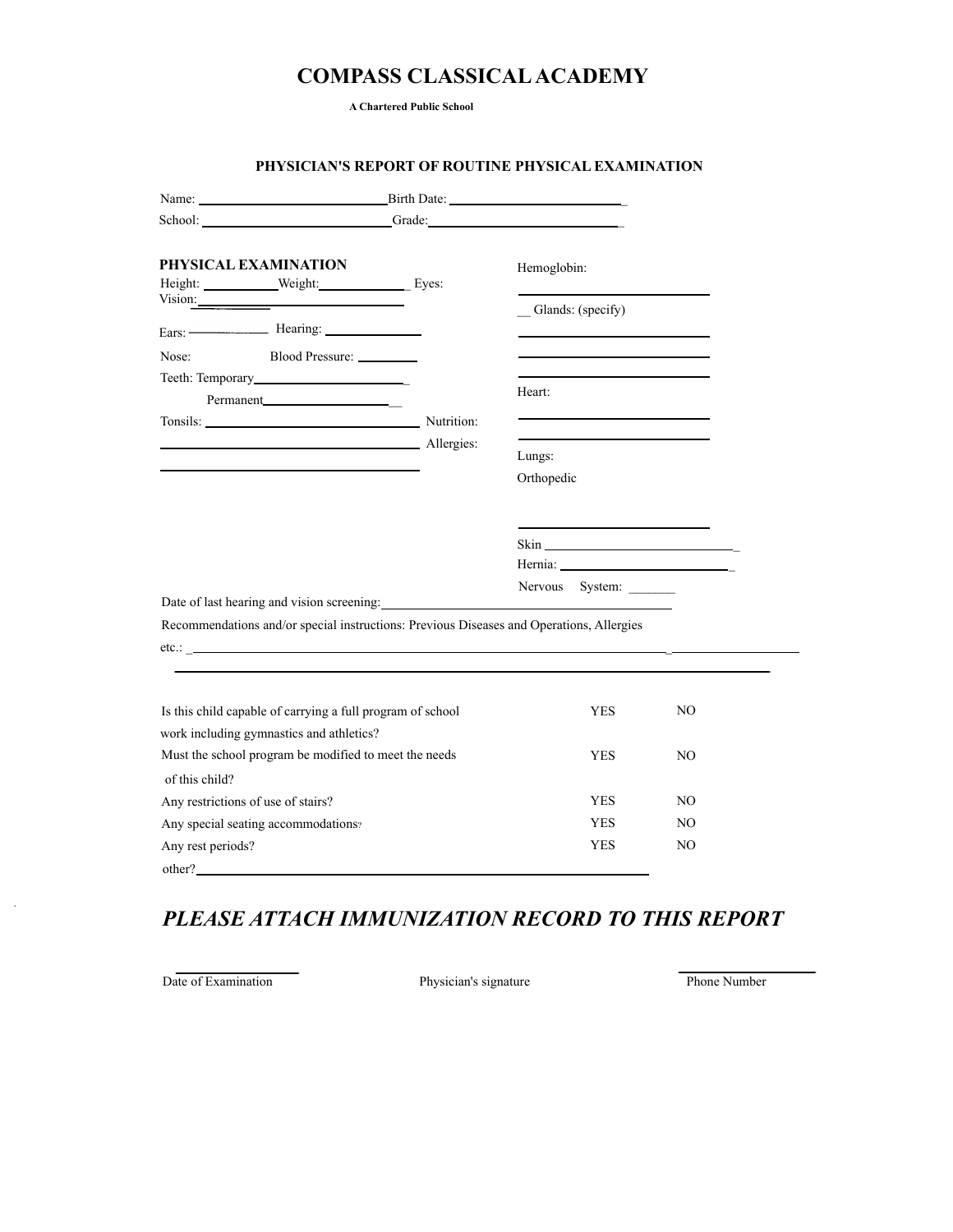# COMPASS CLASSICAL ACADEMY

**A Chartered Public School**

## PHYSICIAN'S REPORT OF ROUTINE PHYSICAL EXAMINATION

Name: ____________________________ Birth Date: __________________________

School: ____________________________ Grade: ______________________________

### PHYSICAL EXAMINATION

Height: ___________ Weight: _____________ Eyes:

Vision: ___________________________________

Ears: ___________ Hearing: _______________

Nose: Blood Pressure: _________

Teeth: Temporary ________________________

Permanent ____________________

Tonsils: _________________________________ Nutrition:

_________________________________________ Allergies:

_________________________________________

Hemoglobin:

_________________________

__ Glands: (specify)

_________________________

_________________________

_________________________

Heart:

_________________________

_________________________

Lungs:

Orthopedic

_________________________

Skin _________________________

Hernia: _________________________

Nervous System: _______

Date of last hearing and vision screening: _________________________________________

Recommendations and/or special instructions: Previous Diseases and Operations, Allergies etc.: _____________________________________________________________________________

_____________________________________________________________________________

| | | |
|---|---|---|
| Is this child capable of carrying a full program of school work including gymnastics and athletics? | YES | NO |
| Must the school program be modified to meet the needs of this child? | YES | NO |
| Any restrictions of use of stairs? | YES | NO |
| Any special seating accommodations? | YES | NO |
| Any rest periods? | YES | NO |

other? _____________________________________________________________

## *PLEASE ATTACH IMMUNIZATION RECORD TO THIS REPORT*

| _________________ | | _________________ |
|---|---|---|
| Date of Examination | Physician's signature | Phone Number |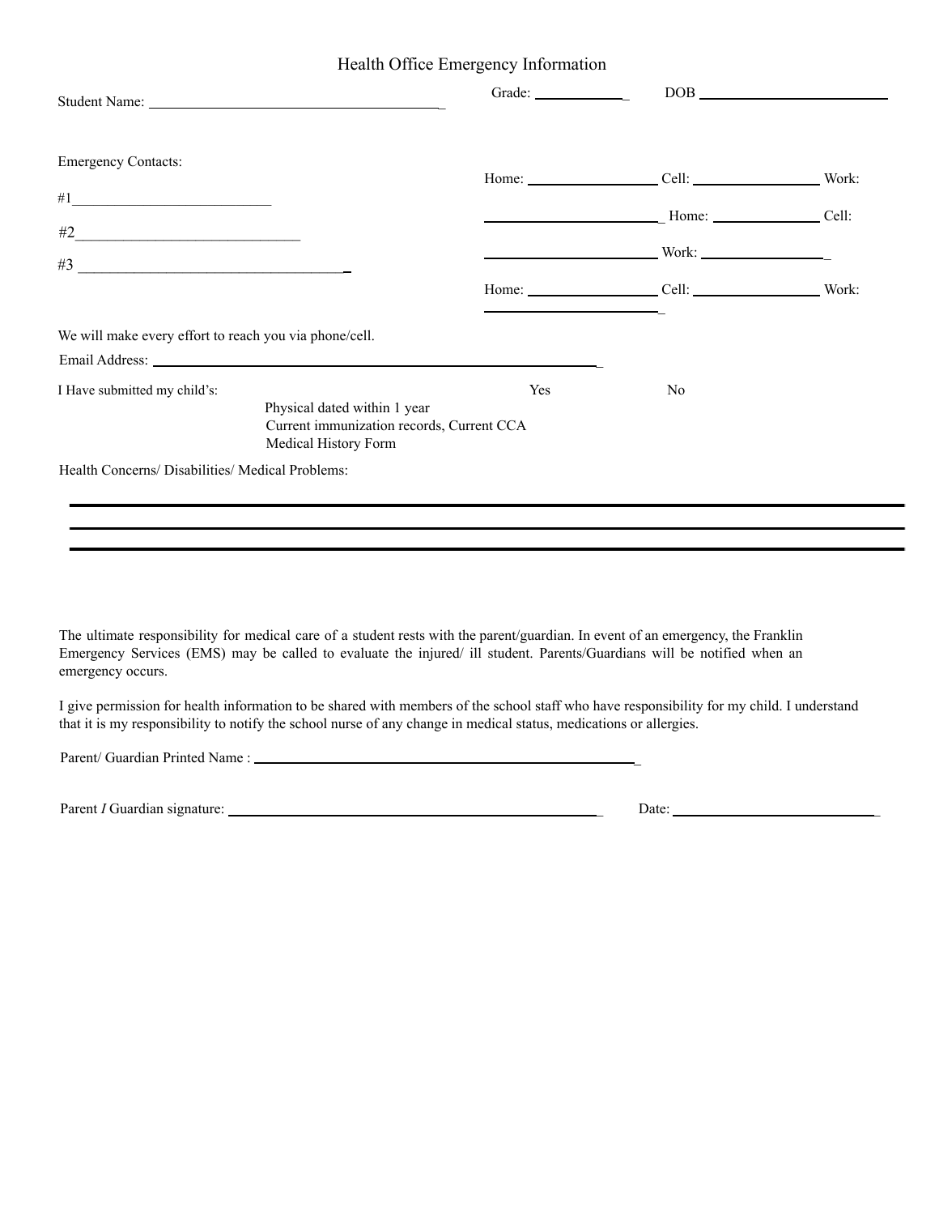# Health Office Emergency Information

Student Name: ________________________________________ Grade: ____________ DOB ___________________________

Emergency Contacts:

#1___________________________ Home: __________________ Cell: __________________ Work: ________________________

#2______________________________ Home: _______________ Cell: ________________________ Work: __________________

#3 ____________________________________ Home: __________________ Cell: __________________ Work: ________________________

We will make every effort to reach you via phone/cell.

Email Address: ____________________________________________________________

| I Have submitted my child's: | Yes | No |
|---|---|---|
| Physical dated within 1 year | | |
| Current immunization records, Current CCA | | |
| Medical History Form | | |

Health Concerns/ Disabilities/ Medical Problems:

________________________________________________________________________________________________

________________________________________________________________________________________________

________________________________________________________________________________________________

The ultimate responsibility for medical care of a student rests with the parent/guardian. In event of an emergency, the Franklin Emergency Services (EMS) may be called to evaluate the injured/ ill student. Parents/Guardians will be notified when an emergency occurs.

I give permission for health information to be shared with members of the school staff who have responsibility for my child. I understand that it is my responsibility to notify the school nurse of any change in medical status, medications or allergies.

Parent/ Guardian Printed Name : ____________________________________________________

Parent *I* Guardian signature: ________________________________________________ Date: ____________________________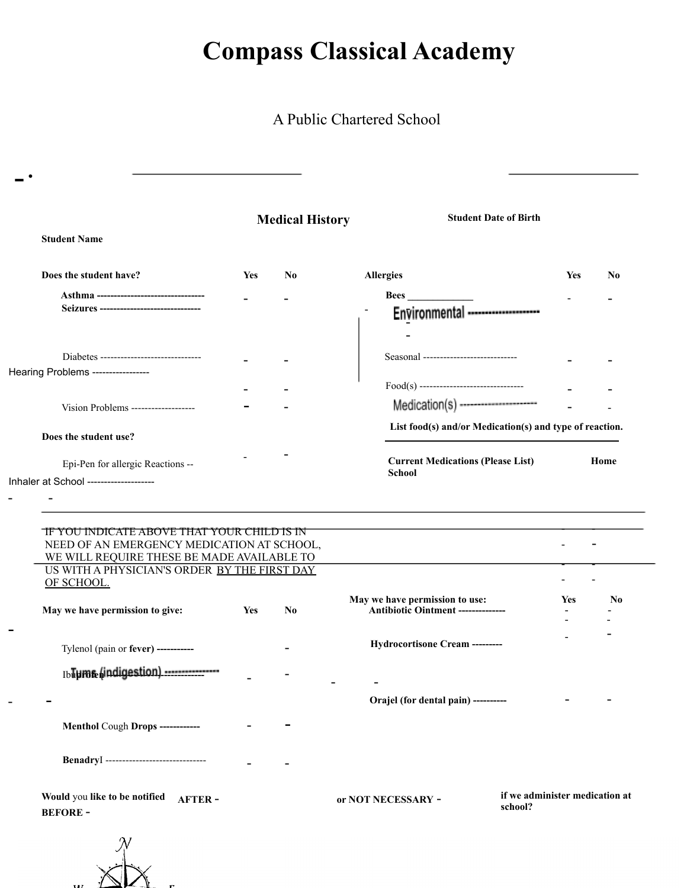# Compass Classical Academy

A Public Chartered School

## Medical History

**Student Name** ______________________________ **Student Date of Birth** ______________________

| Does the student have? | Yes | No |
|---|---|---|
| Asthma -------------------------------- | - | - |
| Seizures ------------------------------ | | |
| Diabetes ------------------------------ | - | - |
| Hearing Problems ----------------- | - | - |
| Vision Problems ------------------- | - | - |

| Allergies | Yes | No |
|---|---|---|
| Bees _____________ | - | - |
| Environmental --------------------- | - | - |
| Seasonal ---------------------------- | - | - |
| Food(s) ------------------------------- | - | - |
| Medication(s) --------------------- | - | - |

**List food(s) and/or Medication(s) and type of reaction.**

________________________________________

| Does the student use? | Yes | No |
|---|---|---|
| Epi-Pen for allergic Reactions -- | - | - |
| Inhaler at School -------------------- | - | - |

| Current Medications (Please List) | Home | School |
|---|---|---|
| | - | - |
| | - | - |
| | - | - |
| | - | - |

IF YOU INDICATE ABOVE THAT YOUR CHILD IS IN NEED OF AN EMERGENCY MEDICATION AT SCHOOL, WE WILL REQUIRE THESE BE MADE AVAILABLE TO US WITH A PHYSICIAN'S ORDER BY THE FIRST DAY OF SCHOOL.

| May we have permission to give: | Yes | No |
|---|---|---|
| Tylenol (pain or **fever**) ----------- | - | - |
| Ibuprofen ------------------------- | - | - |
| Tums (indigestion) ---------------- | - | - |
| **Menthol** Cough **Drops** ------------ | - | - |
| **Benadry**l ------------------------------ | - | - |

| May we have permission to use: | Yes | No |
|---|---|---|
| Antibiotic Ointment -------------- | - | - |
| Hydrocortisone Cream --------- | - | - |
| Orajel (for dental pain) ---------- | - | - |

**Would** you **like to be notified BEFORE** - **AFTER** - or **NOT NECESSARY** - **if we administer medication at school?**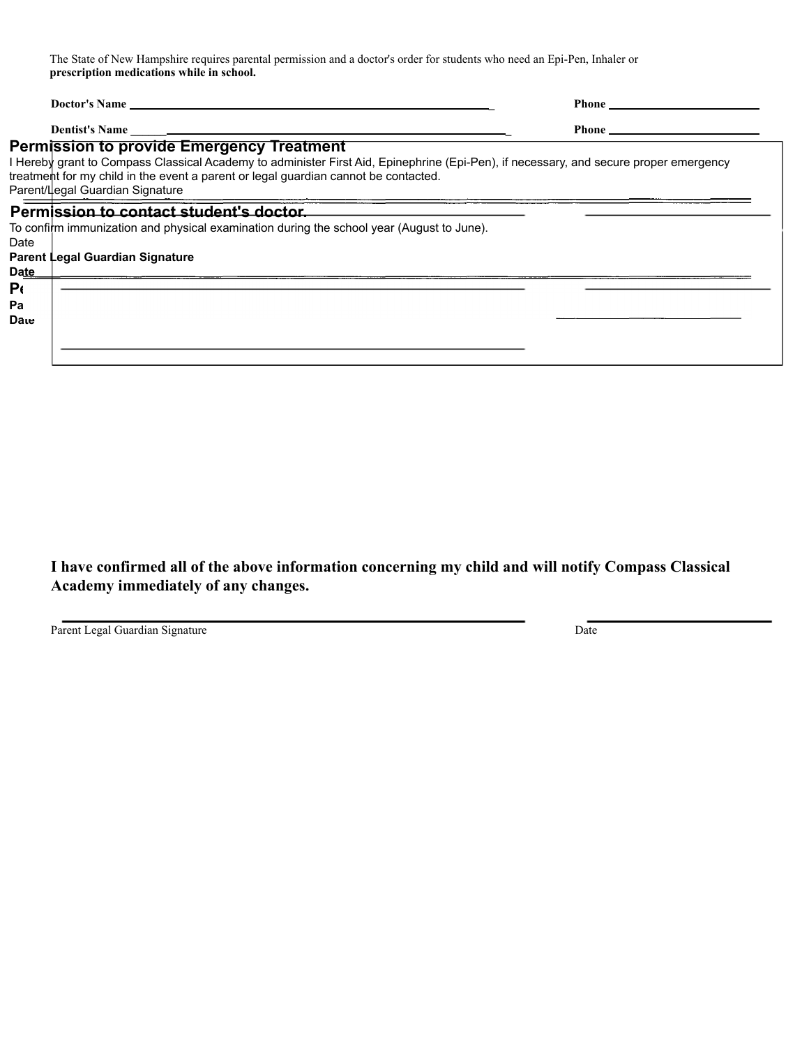The State of New Hampshire requires parental permission and a doctor's order for students who need an Epi-Pen, Inhaler or **prescription medications while in school.**

**Doctor's Name** ______________________________ **Phone** ______________

**Dentist's Name** ______________________________ **Phone** ______________

## Permission to provide Emergency Treatment

I Hereby grant to Compass Classical Academy to administer First Aid, Epinephrine (Epi-Pen), if necessary, and secure proper emergency treatment for my child in the event a parent or legal guardian cannot be contacted.

Parent/Legal Guardian Signature ______________________________

Date ______________

## Permission to contact student's doctor.

To confirm immunization and physical examination during the school year (August to June).

**Parent Legal Guardian Signature** ______________________________

**Date** ______________

**Pe**

**Pa**

**Date**

**I have confirmed all of the above information concerning my child and will notify Compass Classical Academy immediately of any changes.**

______________________________ ______________

Parent Legal Guardian Signature Date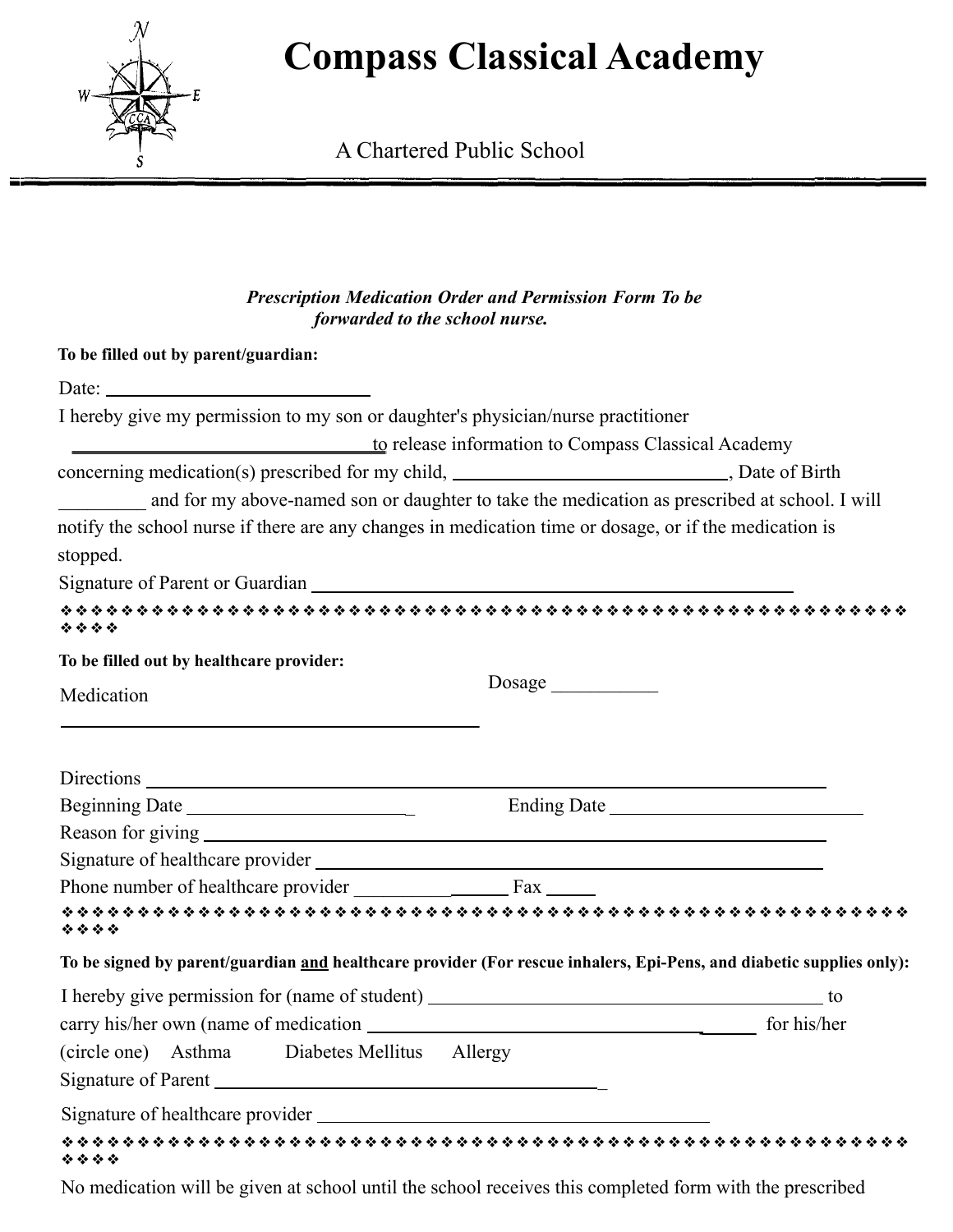# Compass Classical Academy

A Chartered Public School

***Prescription Medication Order and Permission Form To be forwarded to the school nurse.***

**To be filled out by parent/guardian:**

Date: ______________________________

I hereby give my permission to my son or daughter's physician/nurse practitioner ________________________________ to release information to Compass Classical Academy concerning medication(s) prescribed for my child, ____________________________, Date of Birth _________ and for my above-named son or daughter to take the medication as prescribed at school. I will notify the school nurse if there are any changes in medication time or dosage, or if the medication is stopped.

Signature of Parent or Guardian ________________________________________________

❖❖❖❖❖❖❖❖❖❖❖❖❖❖❖❖❖❖❖❖❖❖❖❖❖❖❖❖❖❖❖❖❖❖❖❖❖❖❖❖❖❖❖❖❖❖❖❖❖❖❖❖❖❖❖❖❖❖❖❖❖

**To be filled out by healthcare provider:**

Medication ____________________________________________ Dosage ___________

Directions ______________________________________________________________

Beginning Date _______________________ Ending Date __________________________

Reason for giving ________________________________________________________

Signature of healthcare provider __________________________________________

Phone number of healthcare provider ________________ Fax _____

❖❖❖❖❖❖❖❖❖❖❖❖❖❖❖❖❖❖❖❖❖❖❖❖❖❖❖❖❖❖❖❖❖❖❖❖❖❖❖❖❖❖❖❖❖❖❖❖❖❖❖❖❖❖❖❖❖❖❖❖❖

**To be signed by parent/guardian <u>and</u> healthcare provider (For rescue inhalers, Epi-Pens, and diabetic supplies only):**

I hereby give permission for (name of student) ________________________________________ to carry his/her own (name of medication ______________________________________ for his/her (circle one) Asthma Diabetes Mellitus Allergy

Signature of Parent _________________________________________

Signature of healthcare provider _________________________________________

❖❖❖❖❖❖❖❖❖❖❖❖❖❖❖❖❖❖❖❖❖❖❖❖❖❖❖❖❖❖❖❖❖❖❖❖❖❖❖❖❖❖❖❖❖❖❖❖❖❖❖❖❖❖❖❖❖❖❖❖❖

No medication will be given at school until the school receives this completed form with the prescribed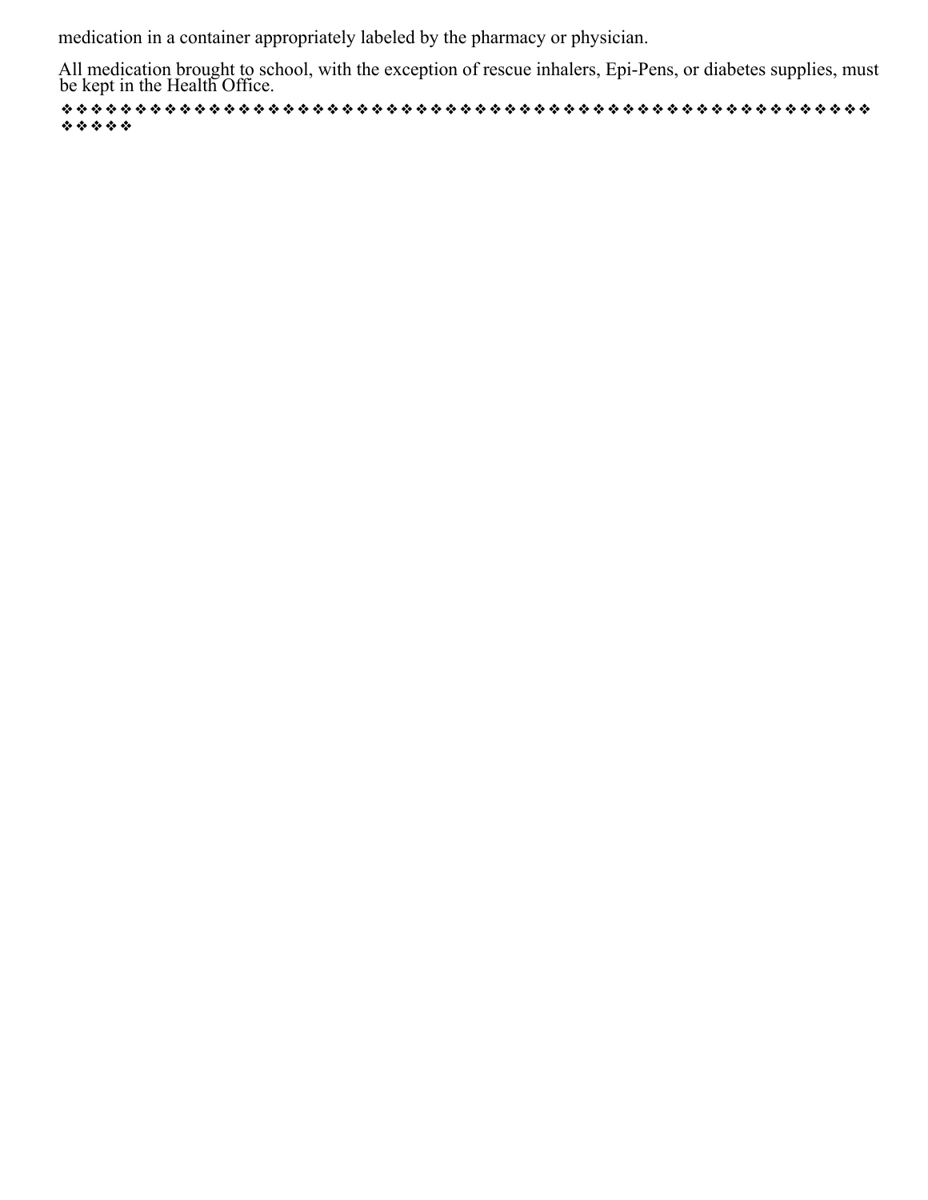medication in a container appropriately labeled by the pharmacy or physician.

All medication brought to school, with the exception of rescue inhalers, Epi-Pens, or diabetes supplies, must be kept in the Health Office.

❖❖❖❖❖❖❖❖❖❖❖❖❖❖❖❖❖❖❖❖❖❖❖❖❖❖❖❖❖❖❖❖❖❖❖❖❖❖❖❖❖❖❖❖❖❖❖❖❖❖❖❖❖❖❖❖❖❖❖❖❖❖❖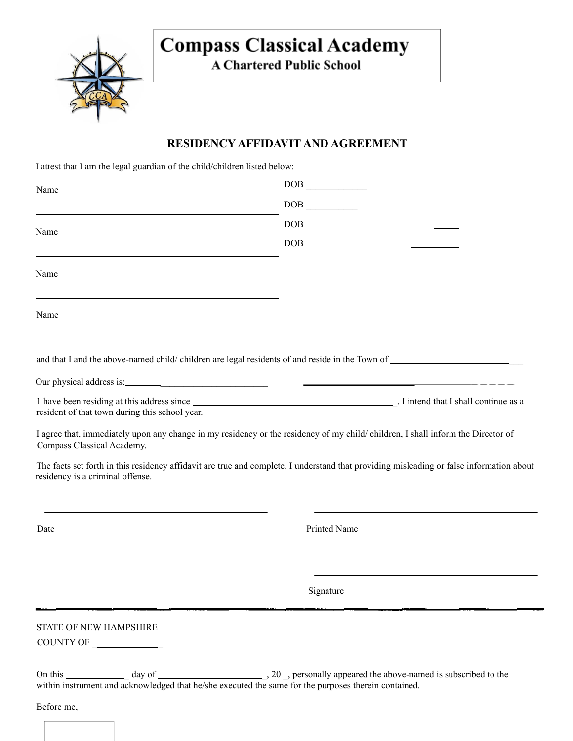# Compass Classical Academy

**A Chartered Public School**

## RESIDENCY AFFIDAVIT AND AGREEMENT

I attest that I am the legal guardian of the child/children listed below:

Name ______________________________ DOB ____________

DOB ___________

Name ______________________________ DOB ______

DOB ___________

Name ______________________________

Name ______________________________

and that I and the above-named child/ children are legal residents of and reside in the Town of ___________________________

Our physical address is:________________________________ ______________________________

1 have been residing at this address since _______________________________________. I intend that I shall continue as a resident of that town during this school year.

I agree that, immediately upon any change in my residency or the residency of my child/ children, I shall inform the Director of Compass Classical Academy.

The facts set forth in this residency affidavit are true and complete. I understand that providing misleading or false information about residency is a criminal offense.

______________________________ ______________________________

Date Printed Name

______________________________

Signature

---

STATE OF NEW HAMPSHIRE

COUNTY OF ______________

On this ____________ day of _______________________, 20 _, personally appeared the above-named is subscribed to the within instrument and acknowledged that he/she executed the same for the purposes therein contained.

Before me,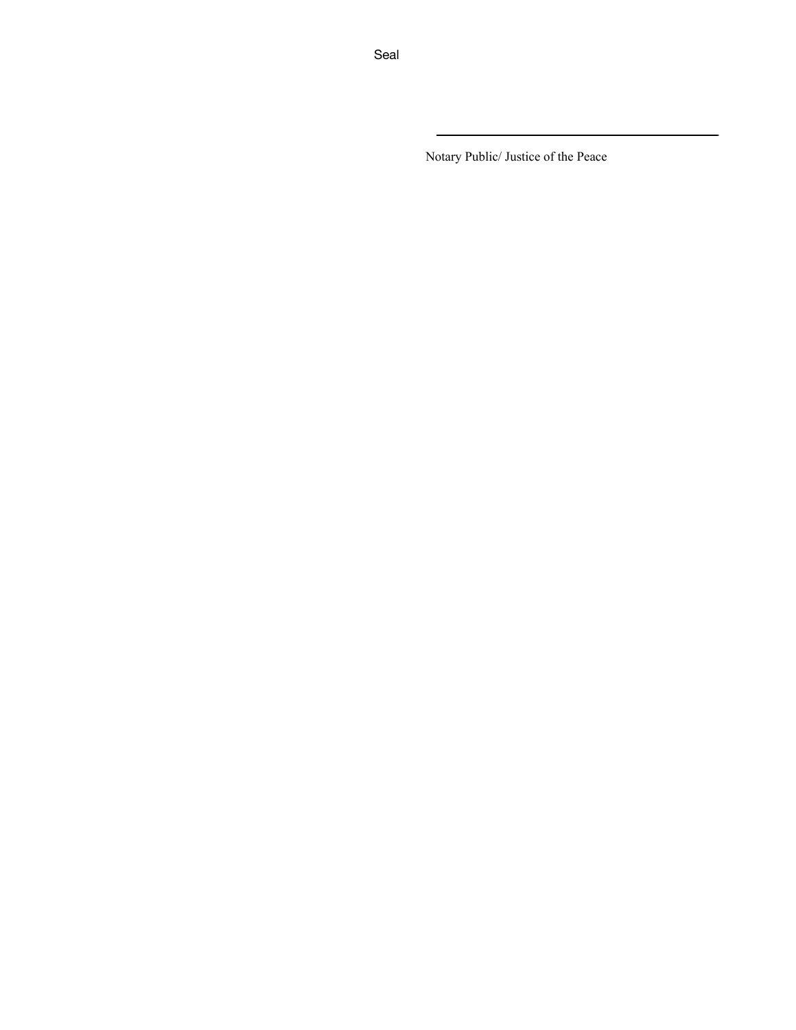Seal

______________________________________

Notary Public/ Justice of the Peace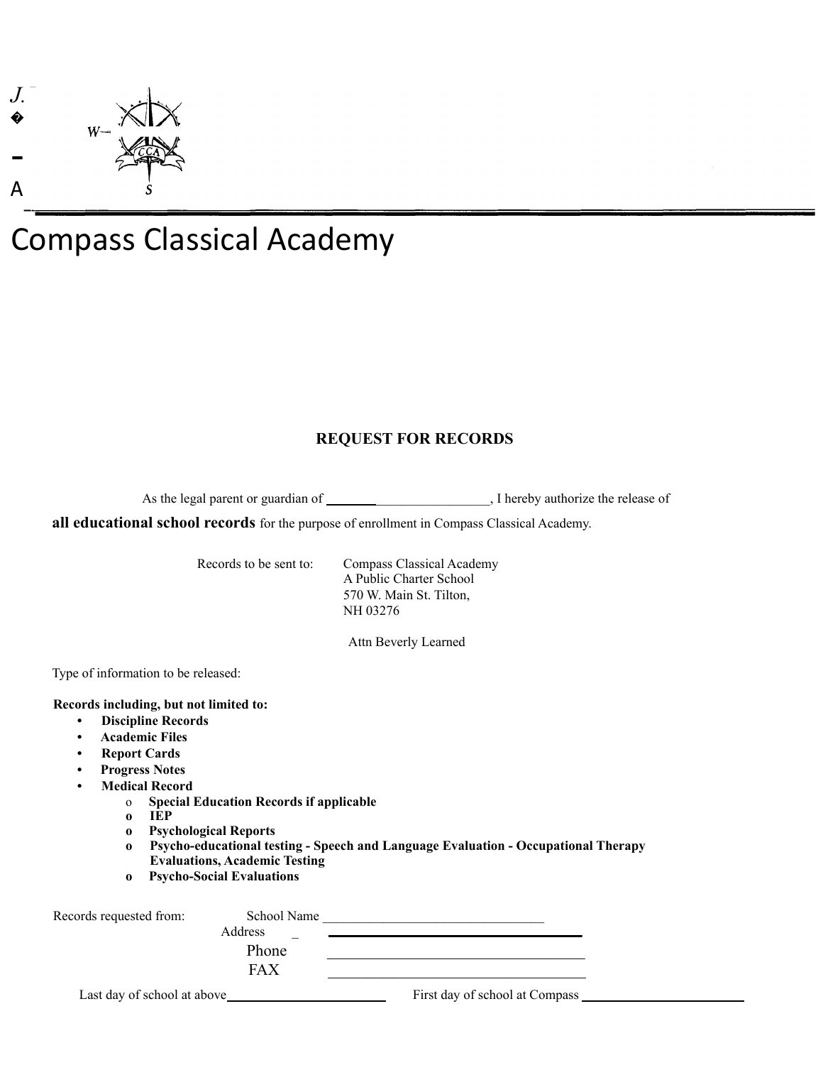# Compass Classical Academy

## REQUEST FOR RECORDS

As the legal parent or guardian of _________________________, I hereby authorize the release of **all educational school records** for the purpose of enrollment in Compass Classical Academy.

Records to be sent to: Compass Classical Academy
A Public Charter School
570 W. Main St. Tilton,
NH 03276

Attn Beverly Learned

Type of information to be released:

**Records including, but not limited to:**

- **Discipline Records**
- **Academic Files**
- **Report Cards**
- **Progress Notes**
- **Medical Record**
  - **Special Education Records if applicable**
  - **IEP**
  - **Psychological Reports**
  - **Psycho-educational testing - Speech and Language Evaluation - Occupational Therapy Evaluations, Academic Testing**
  - **Psycho-Social Evaluations**

Records requested from: School Name ________________________________
Address ________________________________
Phone ________________________________
FAX ________________________________

Last day of school at above ______________________ First day of school at Compass ______________________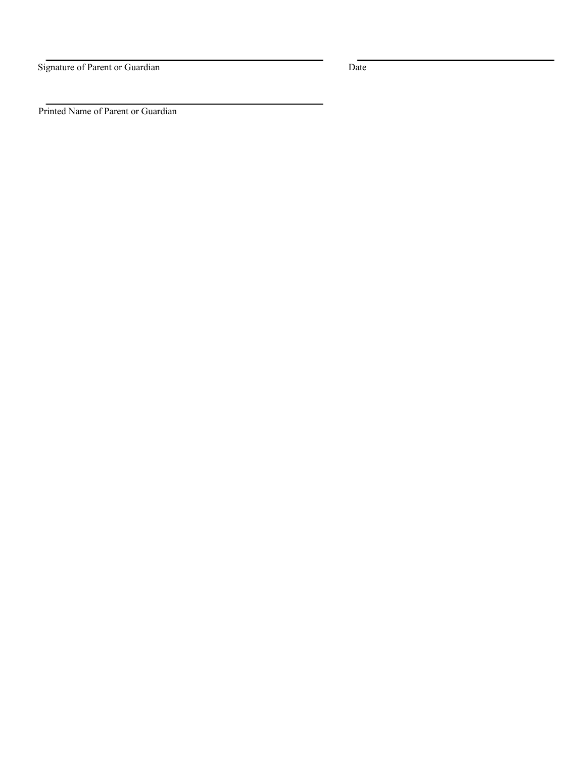_______________________________________________ _______________________________

Signature of Parent or Guardian Date

_______________________________________________

Printed Name of Parent or Guardian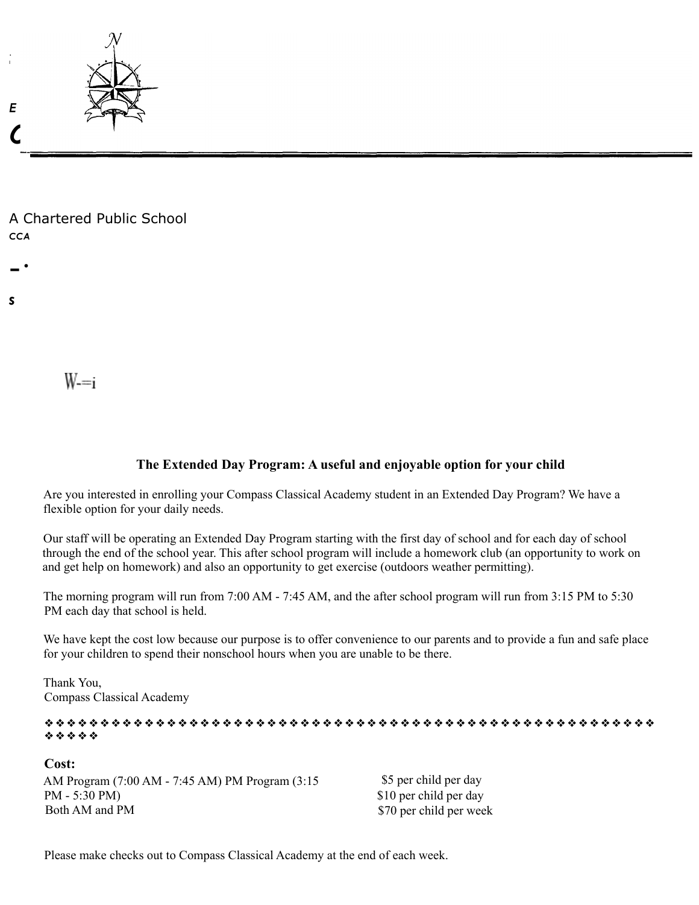A Chartered Public School

CCA

### The Extended Day Program: A useful and enjoyable option for your child

Are you interested in enrolling your Compass Classical Academy student in an Extended Day Program? We have a flexible option for your daily needs.

Our staff will be operating an Extended Day Program starting with the first day of school and for each day of school through the end of the school year. This after school program will include a homework club (an opportunity to work on and get help on homework) and also an opportunity to get exercise (outdoors weather permitting).

The morning program will run from 7:00 AM - 7:45 AM, and the after school program will run from 3:15 PM to 5:30 PM each day that school is held.

We have kept the cost low because our purpose is to offer convenience to our parents and to provide a fun and safe place for your children to spend their nonschool hours when you are unable to be there.

Thank You,
Compass Classical Academy

❖❖❖❖❖❖❖❖❖❖❖❖❖❖❖❖❖❖❖❖❖❖❖❖❖❖❖❖❖❖❖❖❖❖❖❖❖❖❖❖❖❖❖❖❖❖❖❖❖❖❖❖❖❖❖❖❖❖❖❖❖❖❖❖❖

**Cost:**

| | |
|---|---|
| AM Program (7:00 AM - 7:45 AM) | $5 per child per day |
| PM Program (3:15 PM - 5:30 PM) | $10 per child per day |
| Both AM and PM | $70 per child per week |

Please make checks out to Compass Classical Academy at the end of each week.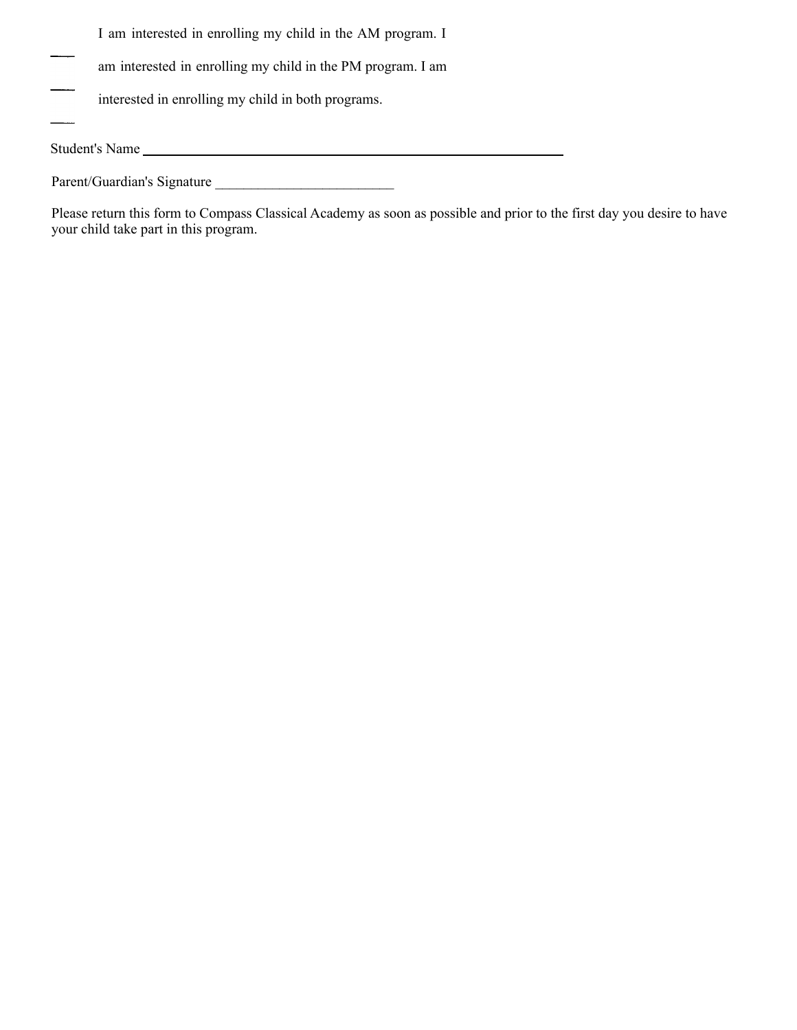___ I am interested in enrolling my child in the AM program.

___ I am interested in enrolling my child in the PM program.

___ I am interested in enrolling my child in both programs.

Student's Name ________________________________________________________________

Parent/Guardian's Signature _________________________

Please return this form to Compass Classical Academy as soon as possible and prior to the first day you desire to have your child take part in this program.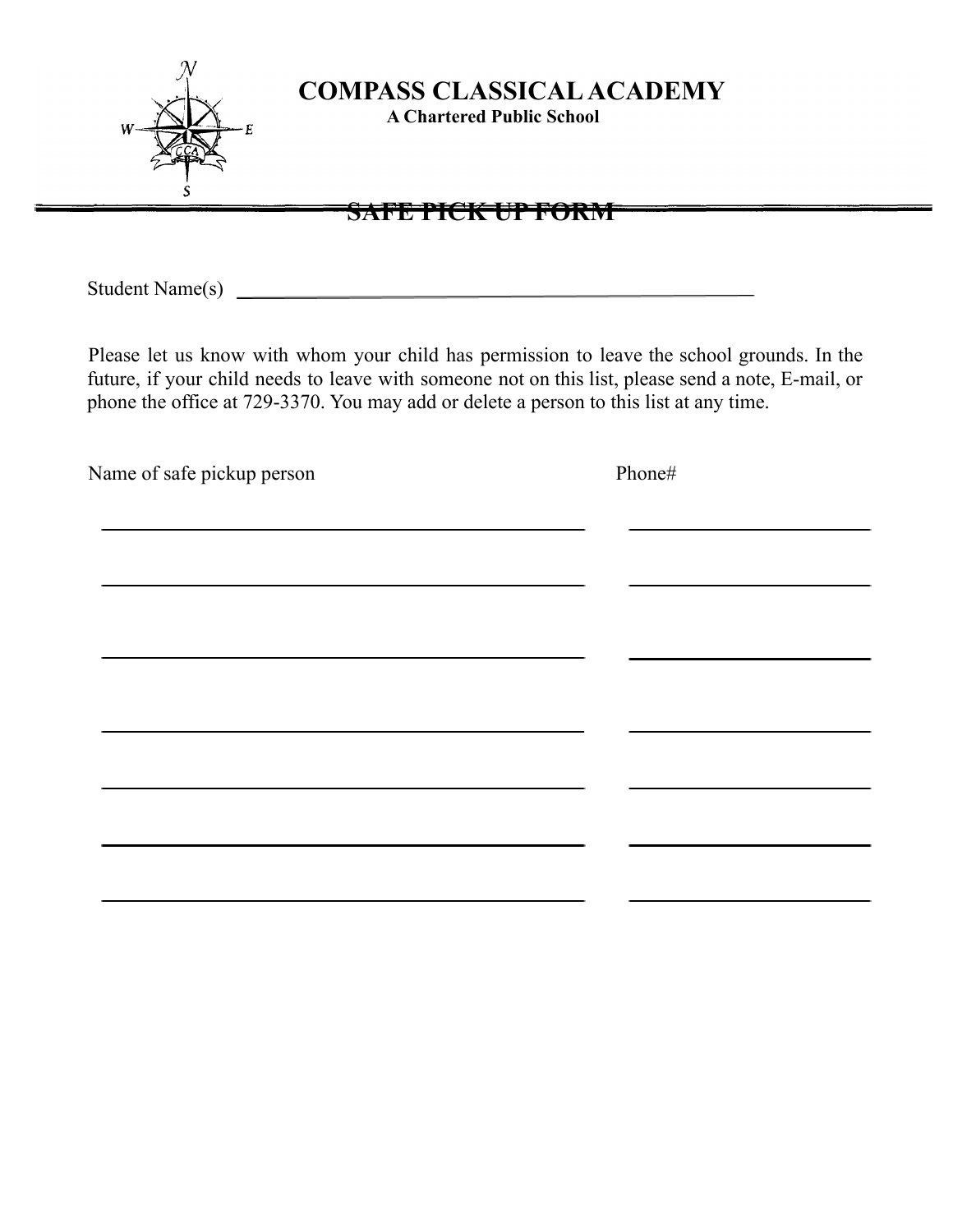# COMPASS CLASSICAL ACADEMY

**A Chartered Public School**

## SAFE PICK UP FORM

Student Name(s) ____________________________________________

Please let us know with whom your child has permission to leave the school grounds. In the future, if your child needs to leave with someone not on this list, please send a note, E-mail, or phone the office at 729-3370. You may add or delete a person to this list at any time.

| Name of safe pickup person | Phone# |
| --- | --- |
| ____________________________________________ | ______________________ |
| ____________________________________________ | ______________________ |
| ____________________________________________ | ______________________ |
| ____________________________________________ | ______________________ |
| ____________________________________________ | ______________________ |
| ____________________________________________ | ______________________ |
| ____________________________________________ | ______________________ |